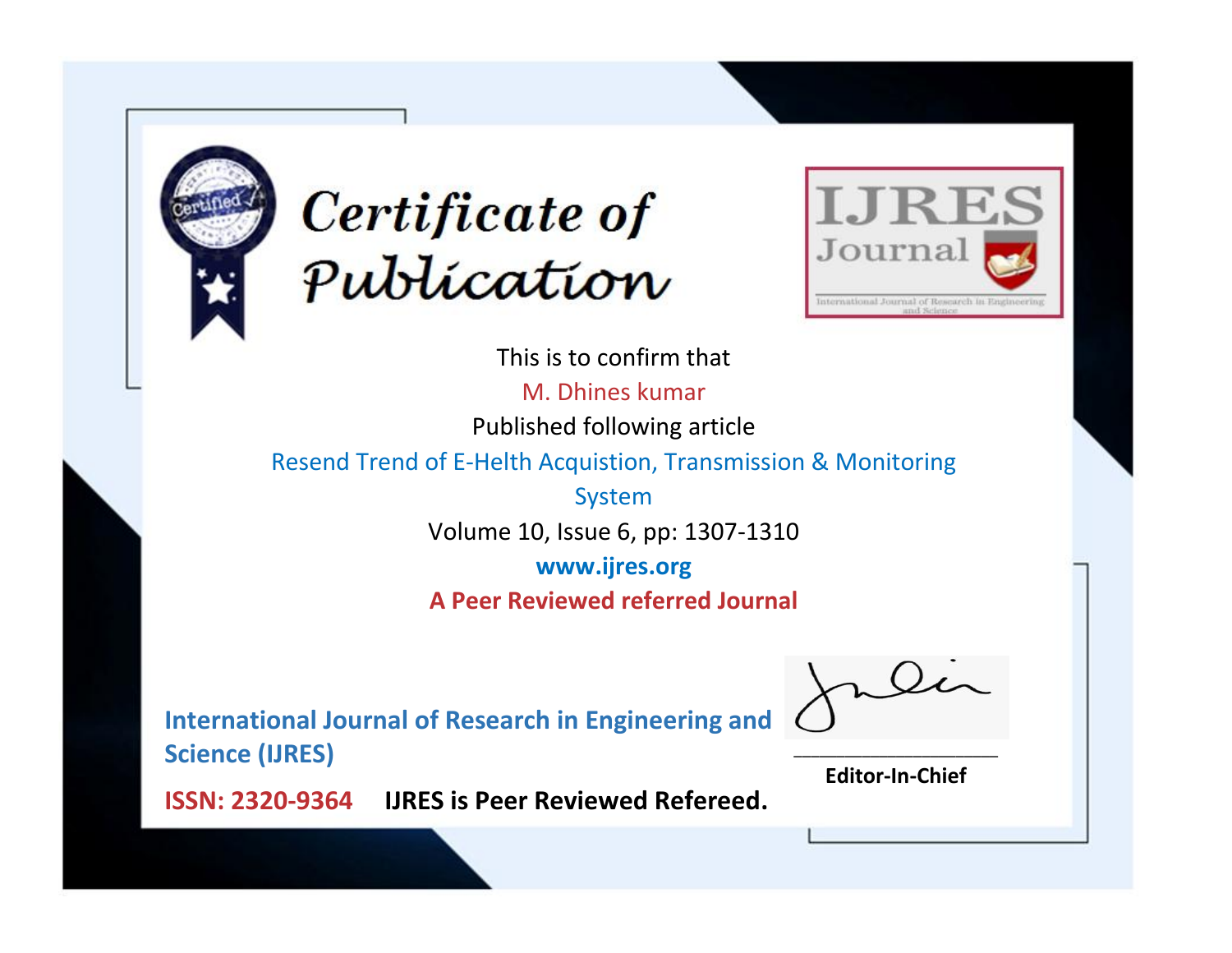# Certificate of Publication

**IJRES Journal**

International Journal of Research in Engineering and Science

This is to confirm that

M. Dhines kumar

Published following article

Resend Trend of E-Helth Acquistion, Transmission & Monitoring System

Volume 10, Issue 6, pp: 1307-1310

**www.ijres.org**

**A Peer Reviewed referred Journal**

**International Journal of Research in Engineering and Science (IJRES)**

**ISSN: 2320-9364** **IJRES is Peer Reviewed Refereed.**

**Editor-In-Chief**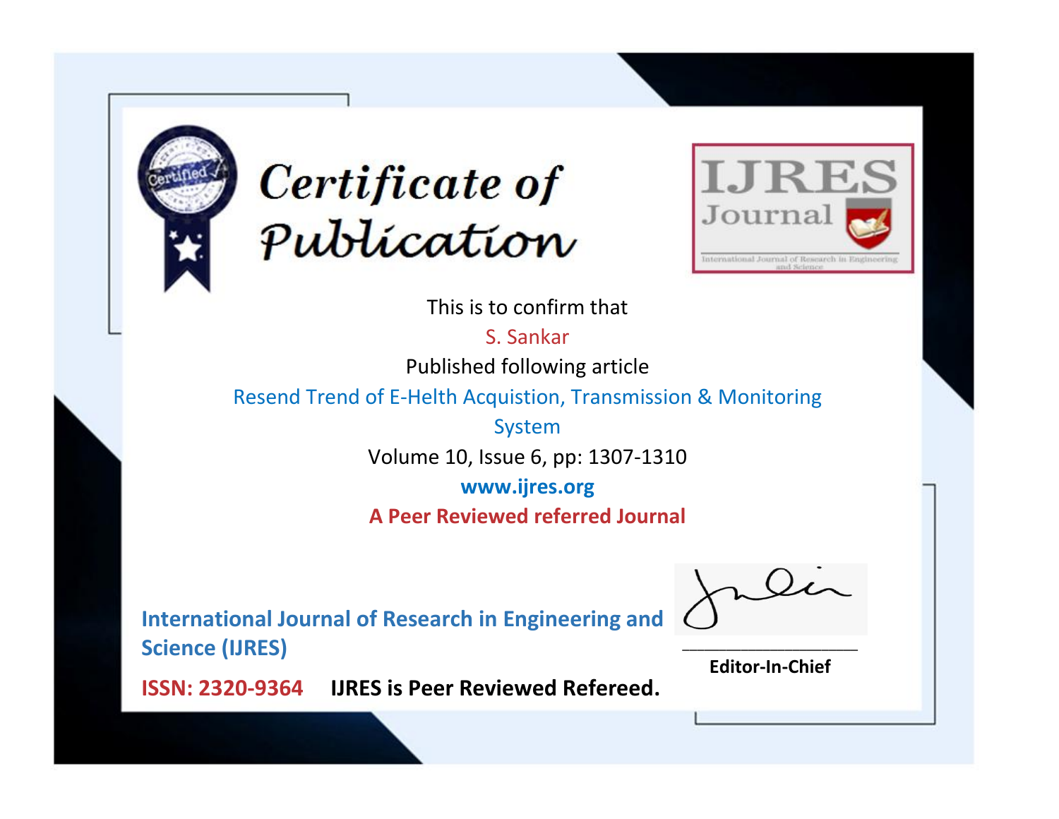# Certificate of Publication

**IJRES Journal**

International Journal of Research in Engineering and Science

This is to confirm that

S. Sankar

Published following article

Resend Trend of E-Helth Acquistion, Transmission & Monitoring System

Volume 10, Issue 6, pp: 1307-1310

**www.ijres.org**

**A Peer Reviewed referred Journal**

**International Journal of Research in Engineering and Science (IJRES)**

**ISSN: 2320-9364** **IJRES is Peer Reviewed Refereed.**

**Editor-In-Chief**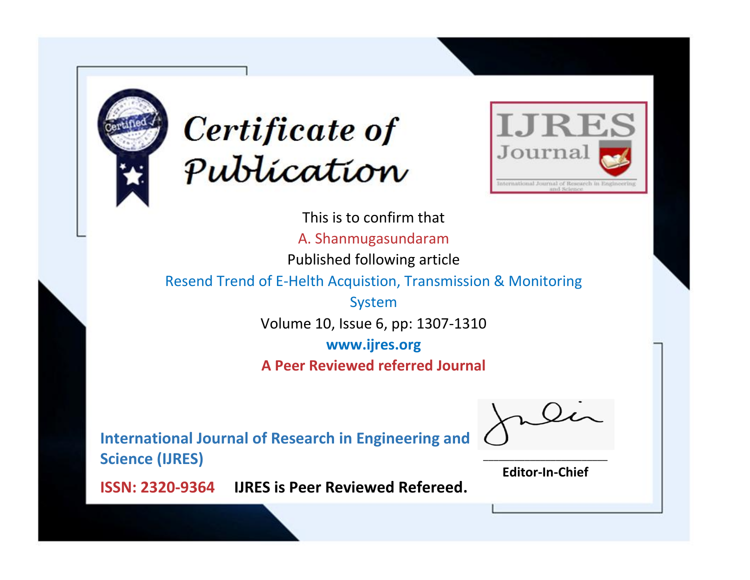# Certificate of Publication

**IJRES Journal**

International Journal of Research in Engineering and Science

This is to confirm that

A. Shanmugasundaram

Published following article

Resend Trend of E-Helth Acquistion, Transmission & Monitoring System

Volume 10, Issue 6, pp: 1307-1310

**www.ijres.org**

**A Peer Reviewed referred Journal**

**International Journal of Research in Engineering and Science (IJRES)**

**ISSN: 2320-9364** **IJRES is Peer Reviewed Refereed.**

**Editor-In-Chief**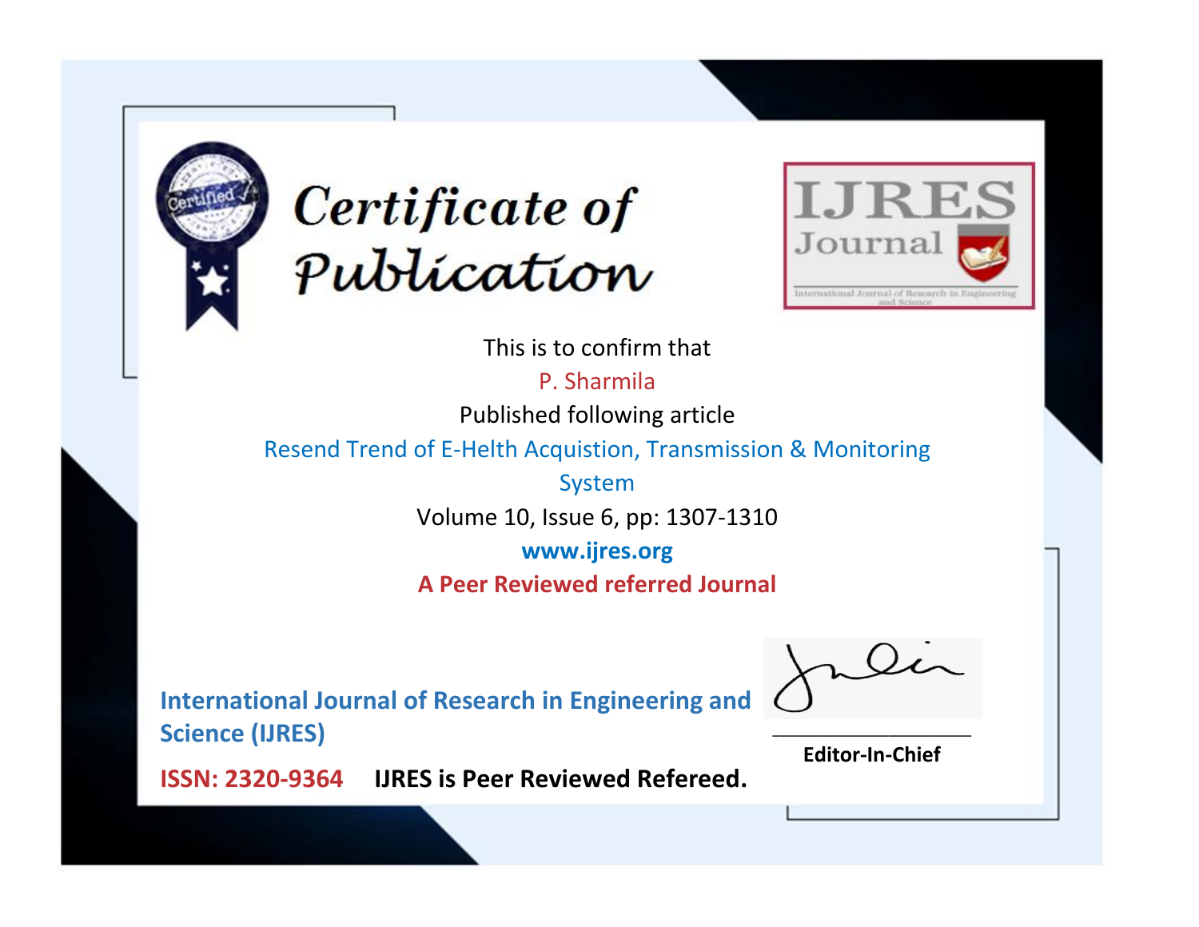# Certificate of Publication

**IJRES Journal**

International Journal of Research in Engineering and Science

This is to confirm that

P. Sharmila

Published following article

Resend Trend of E-Helth Acquistion, Transmission & Monitoring System

Volume 10, Issue 6, pp: 1307-1310

**www.ijres.org**

**A Peer Reviewed referred Journal**

**International Journal of Research in Engineering and Science (IJRES)**

**ISSN: 2320-9364** **IJRES is Peer Reviewed Refereed.**

**Editor-In-Chief**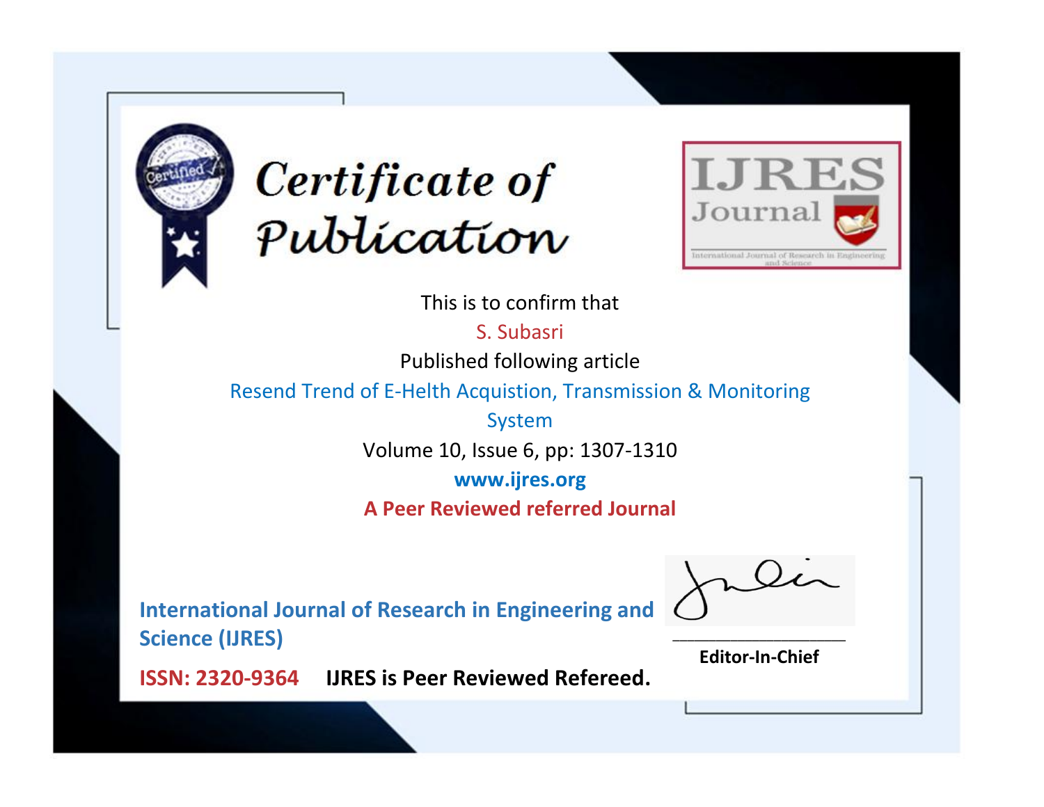# Certificate of Publication

IJRES Journal

International Journal of Research in Engineering and Science

This is to confirm that

S. Subasri

Published following article

Resend Trend of E-Helth Acquistion, Transmission & Monitoring System

Volume 10, Issue 6, pp: 1307-1310

www.ijres.org

**A Peer Reviewed referred Journal**

**International Journal of Research in Engineering and Science (IJRES)**

**ISSN: 2320-9364** **IJRES is Peer Reviewed Refereed.**

**Editor-In-Chief**